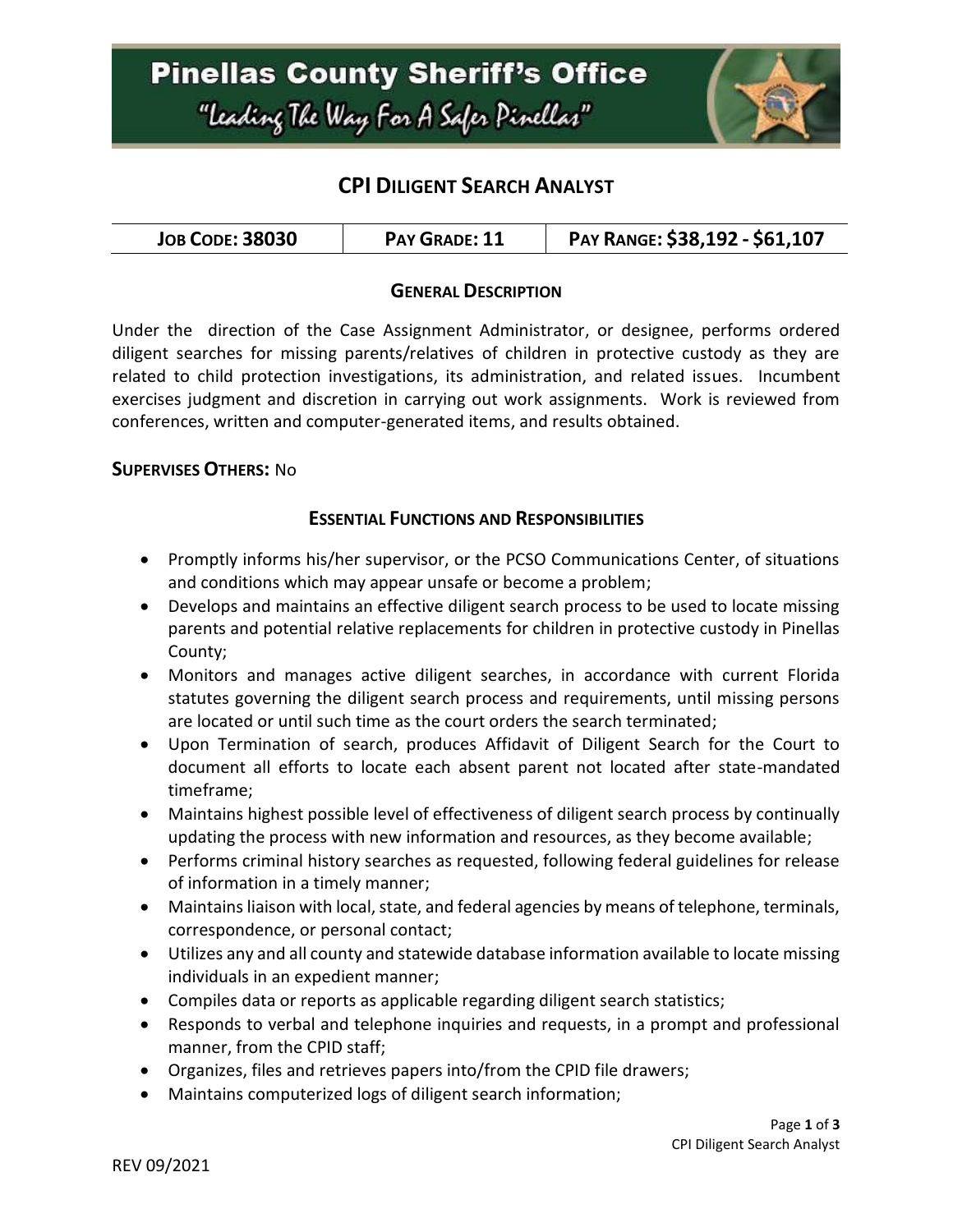# Pinellas County Sheriff's Office

"Leading The Way For A Safer Pinellas"

## CPI DILIGENT SEARCH ANALYST

| JOB CODE: 38030 | PAY GRADE: 11 | PAY RANGE: $38,192 - $61,107 |
| --- | --- | --- |

### GENERAL DESCRIPTION

Under the direction of the Case Assignment Administrator, or designee, performs ordered diligent searches for missing parents/relatives of children in protective custody as they are related to child protection investigations, its administration, and related issues. Incumbent exercises judgment and discretion in carrying out work assignments. Work is reviewed from conferences, written and computer-generated items, and results obtained.

**SUPERVISES OTHERS:** No

### ESSENTIAL FUNCTIONS AND RESPONSIBILITIES

- Promptly informs his/her supervisor, or the PCSO Communications Center, of situations and conditions which may appear unsafe or become a problem;
- Develops and maintains an effective diligent search process to be used to locate missing parents and potential relative replacements for children in protective custody in Pinellas County;
- Monitors and manages active diligent searches, in accordance with current Florida statutes governing the diligent search process and requirements, until missing persons are located or until such time as the court orders the search terminated;
- Upon Termination of search, produces Affidavit of Diligent Search for the Court to document all efforts to locate each absent parent not located after state-mandated timeframe;
- Maintains highest possible level of effectiveness of diligent search process by continually updating the process with new information and resources, as they become available;
- Performs criminal history searches as requested, following federal guidelines for release of information in a timely manner;
- Maintains liaison with local, state, and federal agencies by means of telephone, terminals, correspondence, or personal contact;
- Utilizes any and all county and statewide database information available to locate missing individuals in an expedient manner;
- Compiles data or reports as applicable regarding diligent search statistics;
- Responds to verbal and telephone inquiries and requests, in a prompt and professional manner, from the CPID staff;
- Organizes, files and retrieves papers into/from the CPID file drawers;
- Maintains computerized logs of diligent search information;

REV 09/2021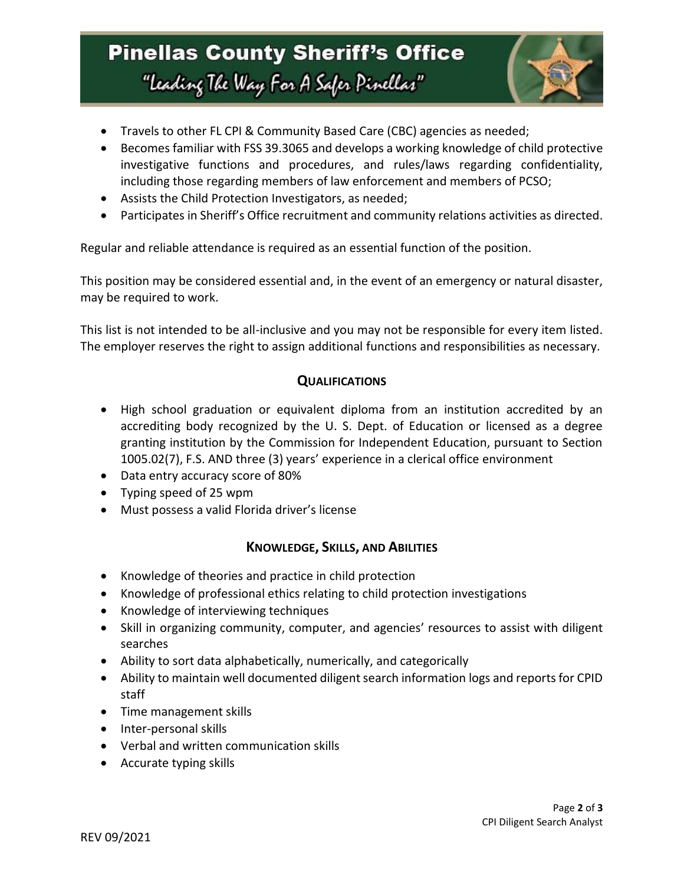- Travels to other FL CPI & Community Based Care (CBC) agencies as needed;
- Becomes familiar with FSS 39.3065 and develops a working knowledge of child protective investigative functions and procedures, and rules/laws regarding confidentiality, including those regarding members of law enforcement and members of PCSO;
- Assists the Child Protection Investigators, as needed;
- Participates in Sheriff's Office recruitment and community relations activities as directed.

Regular and reliable attendance is required as an essential function of the position.

This position may be considered essential and, in the event of an emergency or natural disaster, may be required to work.

This list is not intended to be all-inclusive and you may not be responsible for every item listed. The employer reserves the right to assign additional functions and responsibilities as necessary.

## QUALIFICATIONS

- High school graduation or equivalent diploma from an institution accredited by an accrediting body recognized by the U. S. Dept. of Education or licensed as a degree granting institution by the Commission for Independent Education, pursuant to Section 1005.02(7), F.S. AND three (3) years' experience in a clerical office environment
- Data entry accuracy score of 80%
- Typing speed of 25 wpm
- Must possess a valid Florida driver's license

## KNOWLEDGE, SKILLS, AND ABILITIES

- Knowledge of theories and practice in child protection
- Knowledge of professional ethics relating to child protection investigations
- Knowledge of interviewing techniques
- Skill in organizing community, computer, and agencies' resources to assist with diligent searches
- Ability to sort data alphabetically, numerically, and categorically
- Ability to maintain well documented diligent search information logs and reports for CPID staff
- Time management skills
- Inter-personal skills
- Verbal and written communication skills
- Accurate typing skills

REV 09/2021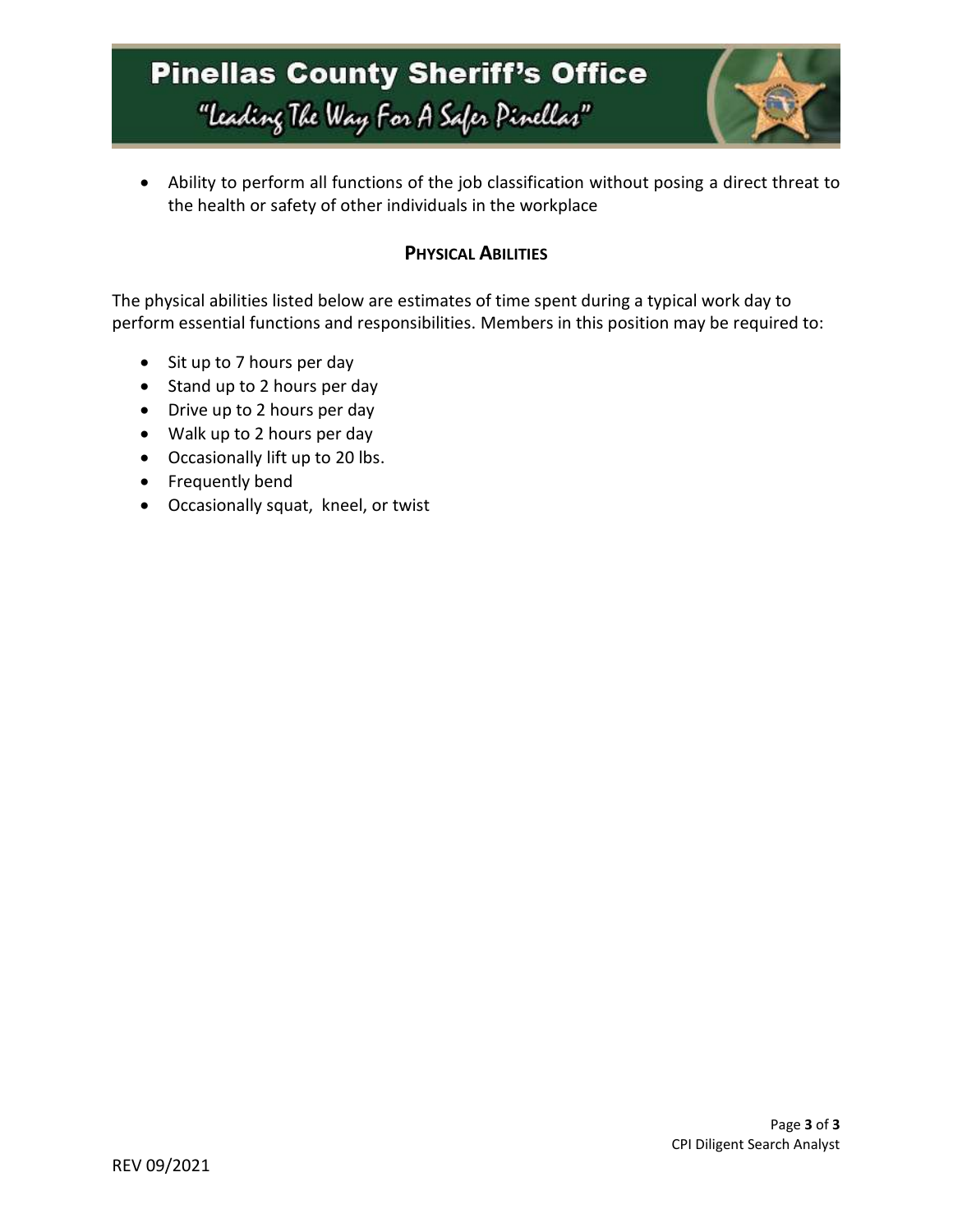- Ability to perform all functions of the job classification without posing a direct threat to the health or safety of other individuals in the workplace

## PHYSICAL ABILITIES

The physical abilities listed below are estimates of time spent during a typical work day to perform essential functions and responsibilities. Members in this position may be required to:

- Sit up to 7 hours per day
- Stand up to 2 hours per day
- Drive up to 2 hours per day
- Walk up to 2 hours per day
- Occasionally lift up to 20 lbs.
- Frequently bend
- Occasionally squat, kneel, or twist

REV 09/2021